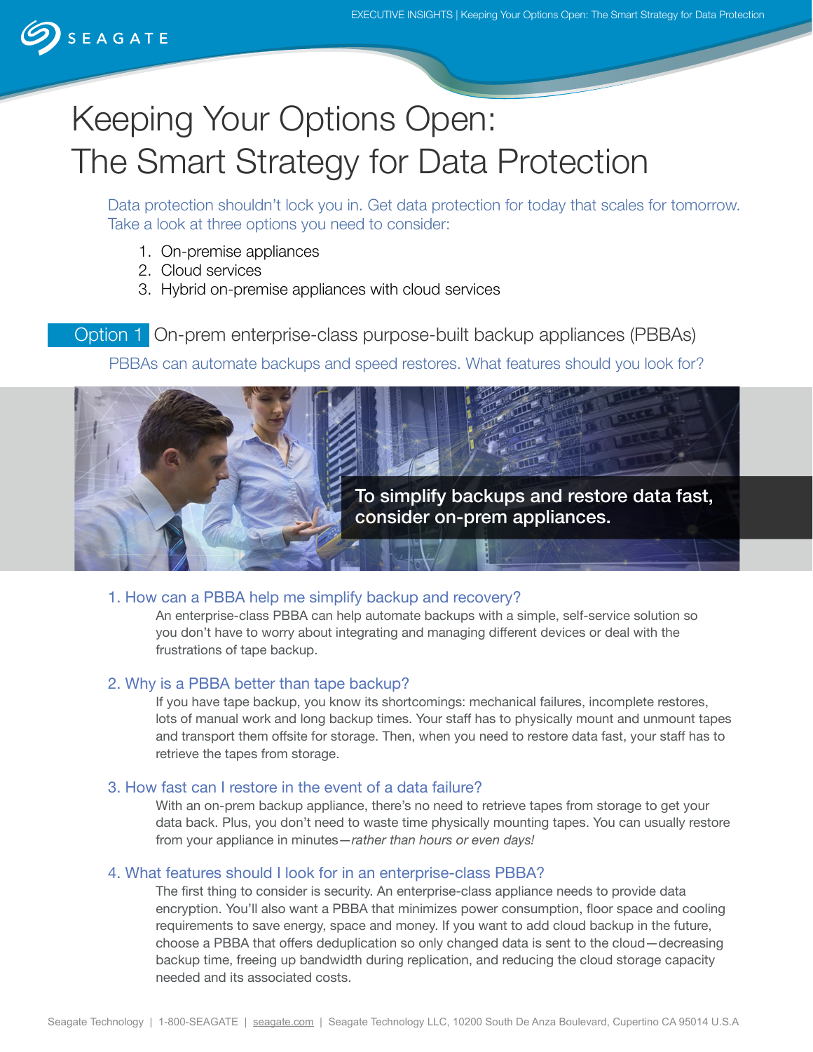# Keeping Your Options Open: The Smart Strategy for Data Protection

Data protection shouldn't lock you in. Get data protection for today that scales for tomorrow. Take a look at three options you need to consider:

1. On-premise appliances
2. Cloud services
3. Hybrid on-premise appliances with cloud services

## Option 1 On-prem enterprise-class purpose-built backup appliances (PBBAs)

PBBAs can automate backups and speed restores. What features should you look for?

**To simplify backups and restore data fast, consider on-prem appliances.**

### 1. How can a PBBA help me simplify backup and recovery?

An enterprise-class PBBA can help automate backups with a simple, self-service solution so you don't have to worry about integrating and managing different devices or deal with the frustrations of tape backup.

### 2. Why is a PBBA better than tape backup?

If you have tape backup, you know its shortcomings: mechanical failures, incomplete restores, lots of manual work and long backup times. Your staff has to physically mount and unmount tapes and transport them offsite for storage. Then, when you need to restore data fast, your staff has to retrieve the tapes from storage.

### 3. How fast can I restore in the event of a data failure?

With an on-prem backup appliance, there's no need to retrieve tapes from storage to get your data back. Plus, you don't need to waste time physically mounting tapes. You can usually restore from your appliance in minutes—*rather than hours or even days!*

### 4. What features should I look for in an enterprise-class PBBA?

The first thing to consider is security. An enterprise-class appliance needs to provide data encryption. You'll also want a PBBA that minimizes power consumption, floor space and cooling requirements to save energy, space and money. If you want to add cloud backup in the future, choose a PBBA that offers deduplication so only changed data is sent to the cloud—decreasing backup time, freeing up bandwidth during replication, and reducing the cloud storage capacity needed and its associated costs.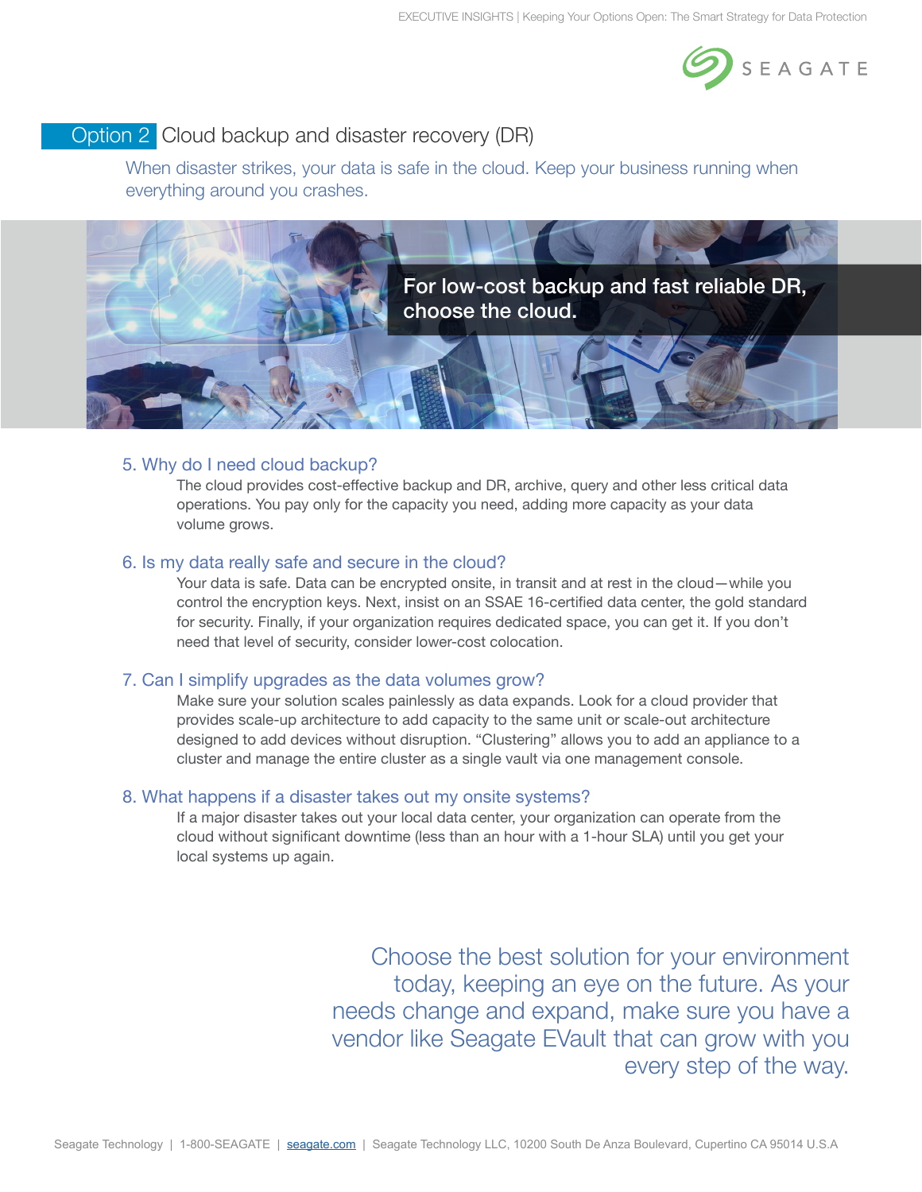## Option 2 Cloud backup and disaster recovery (DR)

When disaster strikes, your data is safe in the cloud. Keep your business running when everything around you crashes.

**For low-cost backup and fast reliable DR, choose the cloud.**

### 5. Why do I need cloud backup?

The cloud provides cost-effective backup and DR, archive, query and other less critical data operations. You pay only for the capacity you need, adding more capacity as your data volume grows.

### 6. Is my data really safe and secure in the cloud?

Your data is safe. Data can be encrypted onsite, in transit and at rest in the cloud—while you control the encryption keys. Next, insist on an SSAE 16-certified data center, the gold standard for security. Finally, if your organization requires dedicated space, you can get it. If you don't need that level of security, consider lower-cost colocation.

### 7. Can I simplify upgrades as the data volumes grow?

Make sure your solution scales painlessly as data expands. Look for a cloud provider that provides scale-up architecture to add capacity to the same unit or scale-out architecture designed to add devices without disruption. "Clustering" allows you to add an appliance to a cluster and manage the entire cluster as a single vault via one management console.

### 8. What happens if a disaster takes out my onsite systems?

If a major disaster takes out your local data center, your organization can operate from the cloud without significant downtime (less than an hour with a 1-hour SLA) until you get your local systems up again.

Choose the best solution for your environment today, keeping an eye on the future. As your needs change and expand, make sure you have a vendor like Seagate EVault that can grow with you every step of the way.

Seagate Technology | 1-800-SEAGATE | seagate.com | Seagate Technology LLC, 10200 South De Anza Boulevard, Cupertino CA 95014 U.S.A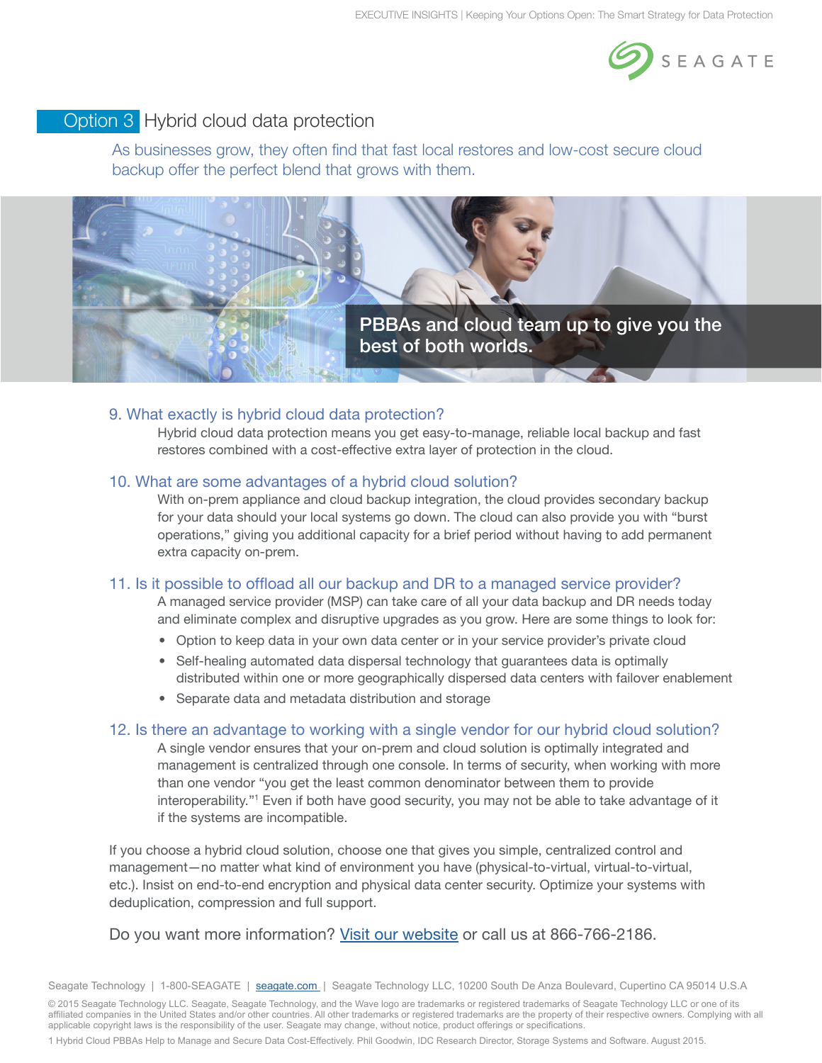## Option 3 Hybrid cloud data protection

As businesses grow, they often find that fast local restores and low-cost secure cloud backup offer the perfect blend that grows with them.

PBBAs and cloud team up to give you the best of both worlds.

### 9. What exactly is hybrid cloud data protection?

Hybrid cloud data protection means you get easy-to-manage, reliable local backup and fast restores combined with a cost-effective extra layer of protection in the cloud.

### 10. What are some advantages of a hybrid cloud solution?

With on-prem appliance and cloud backup integration, the cloud provides secondary backup for your data should your local systems go down. The cloud can also provide you with "burst operations," giving you additional capacity for a brief period without having to add permanent extra capacity on-prem.

### 11. Is it possible to offload all our backup and DR to a managed service provider?

A managed service provider (MSP) can take care of all your data backup and DR needs today and eliminate complex and disruptive upgrades as you grow. Here are some things to look for:

- Option to keep data in your own data center or in your service provider's private cloud
- Self-healing automated data dispersal technology that guarantees data is optimally distributed within one or more geographically dispersed data centers with failover enablement
- Separate data and metadata distribution and storage

### 12. Is there an advantage to working with a single vendor for our hybrid cloud solution?

A single vendor ensures that your on-prem and cloud solution is optimally integrated and management is centralized through one console. In terms of security, when working with more than one vendor "you get the least common denominator between them to provide interoperability."[1] Even if both have good security, you may not be able to take advantage of it if the systems are incompatible.

If you choose a hybrid cloud solution, choose one that gives you simple, centralized control and management—no matter what kind of environment you have (physical-to-virtual, virtual-to-virtual, etc.). Insist on end-to-end encryption and physical data center security. Optimize your systems with deduplication, compression and full support.

Do you want more information? [Visit our website]() or call us at 866-766-2186.

Seagate Technology | 1-800-SEAGATE | [seagate.com]() | Seagate Technology LLC, 10200 South De Anza Boulevard, Cupertino CA 95014 U.S.A

© 2015 Seagate Technology LLC. Seagate, Seagate Technology, and the Wave logo are trademarks or registered trademarks of Seagate Technology LLC or one of its affiliated companies in the United States and/or other countries. All other trademarks or registered trademarks are the property of their respective owners. Complying with all applicable copyright laws is the responsibility of the user. Seagate may change, without notice, product offerings or specifications.

1 Hybrid Cloud PBBAs Help to Manage and Secure Data Cost-Effectively. Phil Goodwin, IDC Research Director, Storage Systems and Software. August 2015.